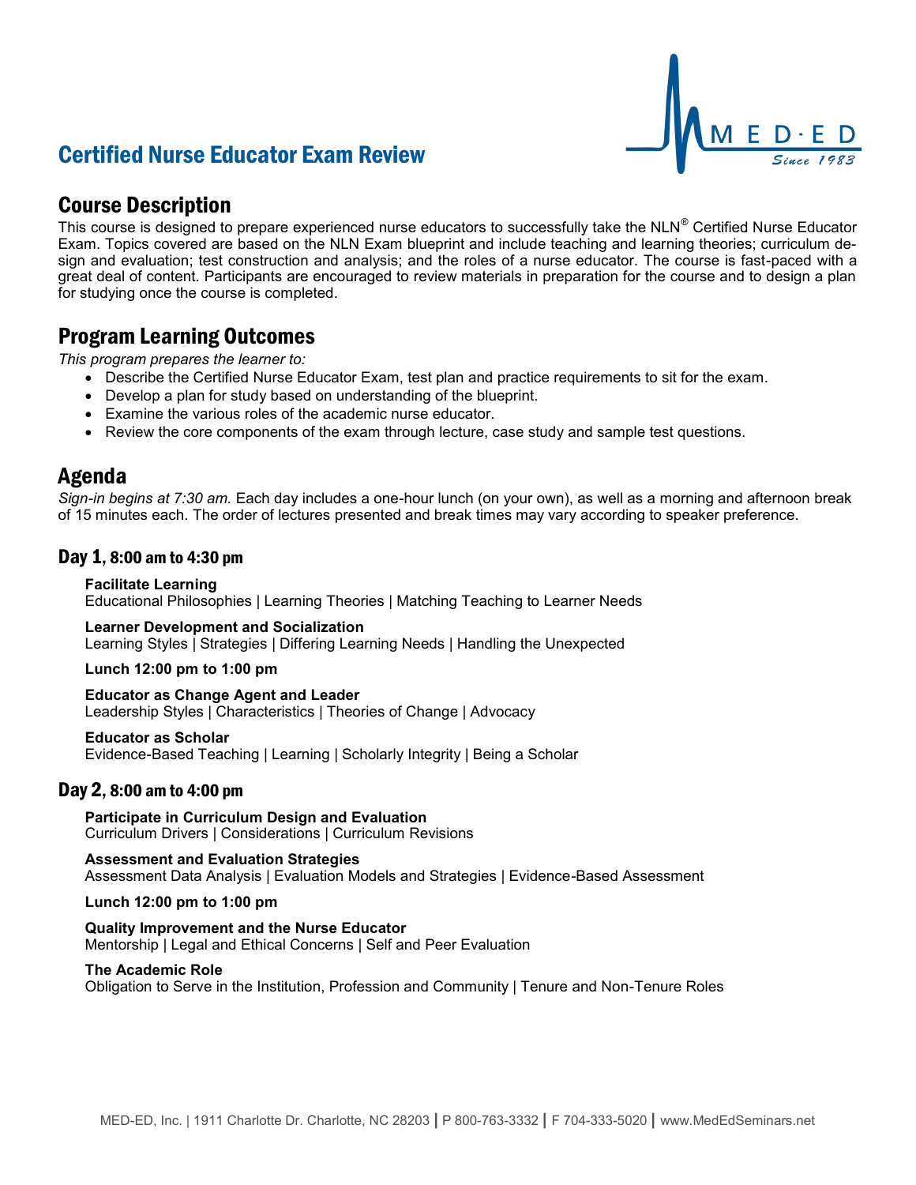# Certified Nurse Educator Exam Review

## Course Description

This course is designed to prepare experienced nurse educators to successfully take the NLN® Certified Nurse Educator Exam. Topics covered are based on the NLN Exam blueprint and include teaching and learning theories; curriculum design and evaluation; test construction and analysis; and the roles of a nurse educator. The course is fast-paced with a great deal of content. Participants are encouraged to review materials in preparation for the course and to design a plan for studying once the course is completed.

## Program Learning Outcomes

*This program prepares the learner to:*

- Describe the Certified Nurse Educator Exam, test plan and practice requirements to sit for the exam.
- Develop a plan for study based on understanding of the blueprint.
- Examine the various roles of the academic nurse educator.
- Review the core components of the exam through lecture, case study and sample test questions.

## Agenda

*Sign-in begins at 7:30 am.* Each day includes a one-hour lunch (on your own), as well as a morning and afternoon break of 15 minutes each. The order of lectures presented and break times may vary according to speaker preference.

### Day 1, 8:00 am to 4:30 pm

**Facilitate Learning**
Educational Philosophies | Learning Theories | Matching Teaching to Learner Needs

**Learner Development and Socialization**
Learning Styles | Strategies | Differing Learning Needs | Handling the Unexpected

**Lunch 12:00 pm to 1:00 pm**

**Educator as Change Agent and Leader**
Leadership Styles | Characteristics | Theories of Change | Advocacy

**Educator as Scholar**
Evidence-Based Teaching | Learning | Scholarly Integrity | Being a Scholar

### Day 2, 8:00 am to 4:00 pm

**Participate in Curriculum Design and Evaluation**
Curriculum Drivers | Considerations | Curriculum Revisions

**Assessment and Evaluation Strategies**
Assessment Data Analysis | Evaluation Models and Strategies | Evidence-Based Assessment

**Lunch 12:00 pm to 1:00 pm**

**Quality Improvement and the Nurse Educator**
Mentorship | Legal and Ethical Concerns | Self and Peer Evaluation

**The Academic Role**
Obligation to Serve in the Institution, Profession and Community | Tenure and Non-Tenure Roles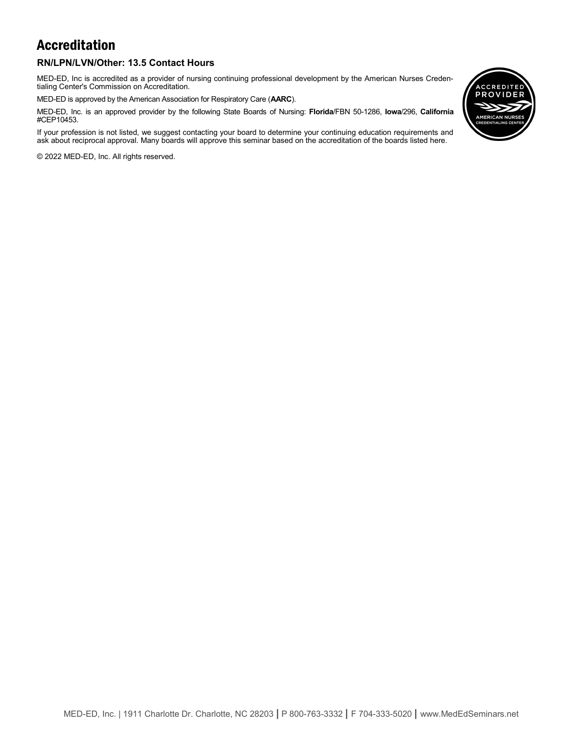# Accreditation

### RN/LPN/LVN/Other: 13.5 Contact Hours

MED-ED, Inc is accredited as a provider of nursing continuing professional development by the American Nurses Credentialing Center's Commission on Accreditation.

MED-ED is approved by the American Association for Respiratory Care (**AARC**).

MED-ED, Inc. is an approved provider by the following State Boards of Nursing: **Florida**/FBN 50-1286, **Iowa**/296, **California** #CEP10453.

If your profession is not listed, we suggest contacting your board to determine your continuing education requirements and ask about reciprocal approval. Many boards will approve this seminar based on the accreditation of the boards listed here.

© 2022 MED-ED, Inc. All rights reserved.

MED-ED, Inc. | 1911 Charlotte Dr. Charlotte, NC 28203 | P 800-763-3332 | F 704-333-5020 | www.MedEdSeminars.net